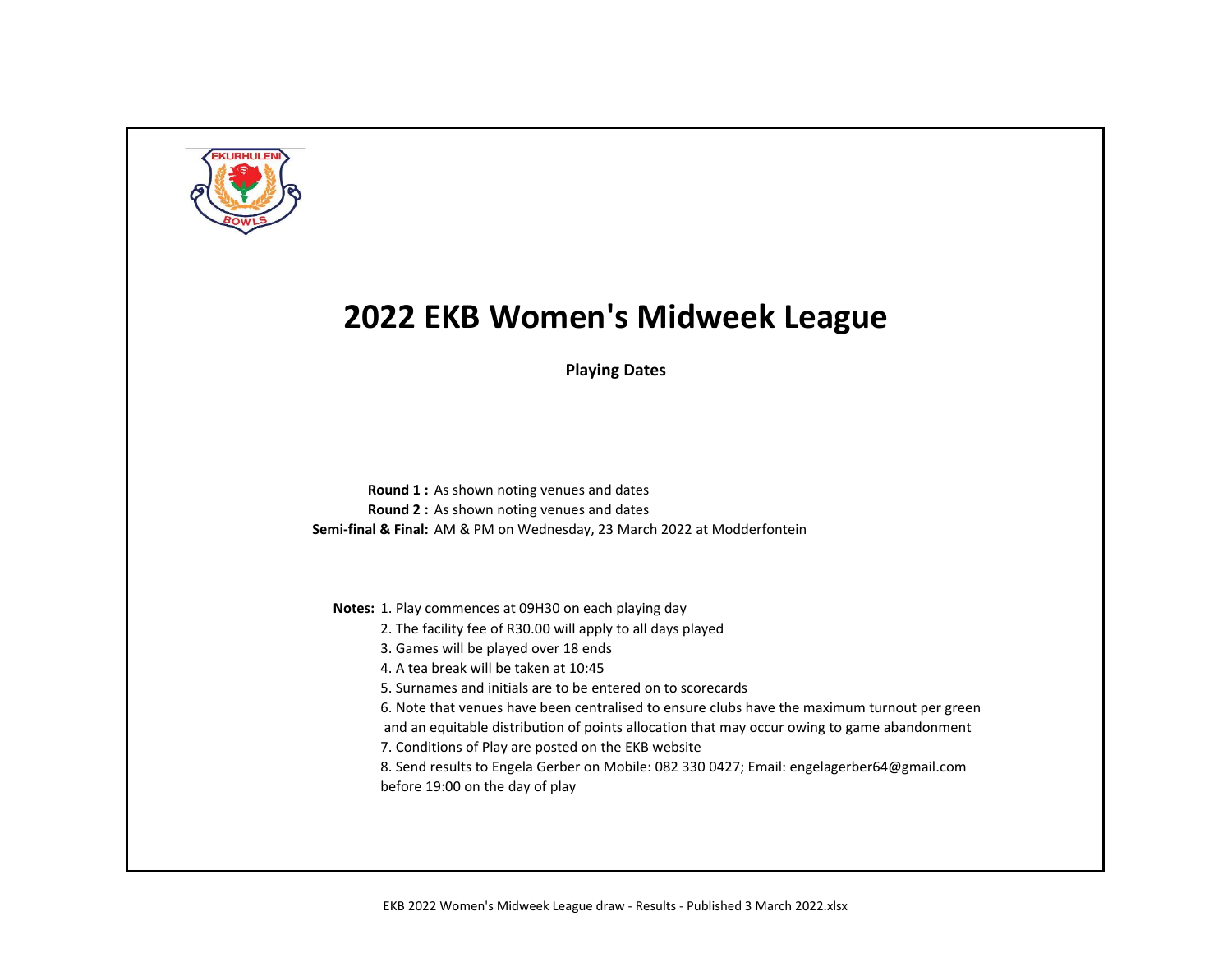# 2022 EKB Women's Midweek League

**Playing Dates**

**Round 1 :** As shown noting venues and dates
**Round 2 :** As shown noting venues and dates
**Semi-final & Final:** AM & PM on Wednesday, 23 March 2022 at Modderfontein

**Notes:** 1. Play commences at 09H30 on each playing day
2. The facility fee of R30.00 will apply to all days played
3. Games will be played over 18 ends
4. A tea break will be taken at 10:45
5. Surnames and initials are to be entered on to scorecards
6. Note that venues have been centralised to ensure clubs have the maximum turnout per green and an equitable distribution of points allocation that may occur owing to game abandonment
7. Conditions of Play are posted on the EKB website
8. Send results to Engela Gerber on Mobile: 082 330 0427; Email: engelagerber64@gmail.com before 19:00 on the day of play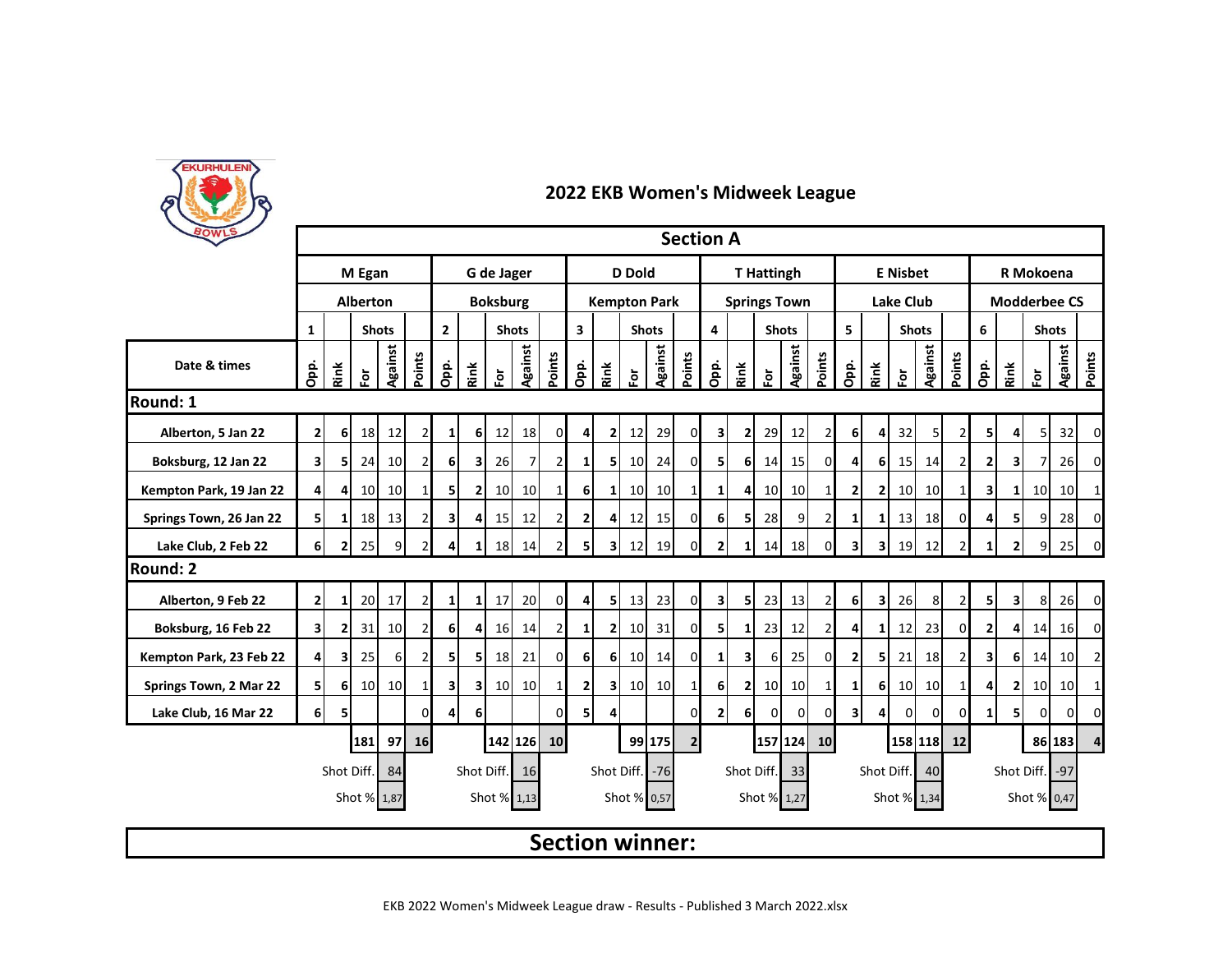## 2022 EKB Women's Midweek League

| | Section A | | | | | | | | | | | | | | | | | | | | | | | | | | | | | |
|---|---|---|---|---|---|---|---|---|---|---|---|---|---|---|---|---|---|---|---|---|---|---|---|---|---|---|---|---|---|---|
| | M Egan | | | | | G de Jager | | | | | D Dold | | | | | T Hattingh | | | | | E Nisbet | | | | | R Mokoena | | | | |
| | Alberton | | | | | Boksburg | | | | | Kempton Park | | | | | Springs Town | | | | | Lake Club | | | | | Modderbee CS | | | | |
| | 1 | | Shots | | | 2 | | Shots | | | 3 | | Shots | | | 4 | | Shots | | | 5 | | Shots | | | 6 | | Shots | | |
| Date & times | Opp. | Rink | For | Against | Points | Opp. | Rink | For | Against | Points | Opp. | Rink | For | Against | Points | Opp. | Rink | For | Against | Points | Opp. | Rink | For | Against | Points | Opp. | Rink | For | Against | Points |
| **Round: 1** | | | | | | | | | | | | | | | | | | | | | | | | | | | | | | |
| Alberton, 5 Jan 22 | 2 | 6 | 18 | 12 | 2 | 1 | 6 | 12 | 18 | 0 | 4 | 2 | 12 | 29 | 0 | 3 | 2 | 29 | 12 | 2 | 6 | 4 | 32 | 5 | 2 | 5 | 4 | 5 | 32 | 0 |
| Boksburg, 12 Jan 22 | 3 | 5 | 24 | 10 | 2 | 6 | 3 | 26 | 7 | 2 | 1 | 5 | 10 | 24 | 0 | 5 | 6 | 14 | 15 | 0 | 4 | 6 | 15 | 14 | 2 | 2 | 3 | 7 | 26 | 0 |
| Kempton Park, 19 Jan 22 | 4 | 4 | 10 | 10 | 1 | 5 | 2 | 10 | 10 | 1 | 6 | 1 | 10 | 10 | 1 | 1 | 4 | 10 | 10 | 1 | 2 | 2 | 10 | 10 | 1 | 3 | 1 | 10 | 10 | 1 |
| Springs Town, 26 Jan 22 | 5 | 1 | 18 | 13 | 2 | 3 | 4 | 15 | 12 | 2 | 2 | 4 | 12 | 15 | 0 | 6 | 5 | 28 | 9 | 2 | 1 | 1 | 13 | 18 | 0 | 4 | 5 | 9 | 28 | 0 |
| Lake Club, 2 Feb 22 | 6 | 2 | 25 | 9 | 2 | 4 | 1 | 18 | 14 | 2 | 5 | 3 | 12 | 19 | 0 | 2 | 1 | 14 | 18 | 0 | 3 | 3 | 19 | 12 | 2 | 1 | 2 | 9 | 25 | 0 |
| **Round: 2** | | | | | | | | | | | | | | | | | | | | | | | | | | | | | | |
| Alberton, 9 Feb 22 | 2 | 1 | 20 | 17 | 2 | 1 | 1 | 17 | 20 | 0 | 4 | 5 | 13 | 23 | 0 | 3 | 5 | 23 | 13 | 2 | 6 | 3 | 26 | 8 | 2 | 5 | 3 | 8 | 26 | 0 |
| Boksburg, 16 Feb 22 | 3 | 2 | 31 | 10 | 2 | 6 | 4 | 16 | 14 | 2 | 1 | 2 | 10 | 31 | 0 | 5 | 1 | 23 | 12 | 2 | 4 | 1 | 12 | 23 | 0 | 2 | 4 | 14 | 16 | 0 |
| Kempton Park, 23 Feb 22 | 4 | 3 | 25 | 6 | 2 | 5 | 5 | 18 | 21 | 0 | 6 | 6 | 10 | 14 | 0 | 1 | 3 | 6 | 25 | 0 | 2 | 5 | 21 | 18 | 2 | 3 | 6 | 14 | 10 | 2 |
| Springs Town, 2 Mar 22 | 5 | 6 | 10 | 10 | 1 | 3 | 3 | 10 | 10 | 1 | 2 | 3 | 10 | 10 | 1 | 6 | 2 | 10 | 10 | 1 | 1 | 6 | 10 | 10 | 1 | 4 | 2 | 10 | 10 | 1 |
| Lake Club, 16 Mar 22 | 6 | 5 | | | 0 | 4 | 6 | | | 0 | 5 | 4 | | | 0 | 2 | 6 | 0 | 0 | 0 | 3 | 4 | 0 | 0 | 0 | 1 | 5 | 0 | 0 | 0 |
| | | | 181 | 97 | 16 | | | 142 | 126 | 10 | | | 99 | 175 | 2 | | | 157 | 124 | 10 | | | 158 | 118 | 12 | | | 86 | 183 | 4 |
| | | Shot Diff. | | 84 | | | Shot Diff. | | 16 | | | Shot Diff. | | -76 | | | Shot Diff. | | 33 | | | Shot Diff. | | 40 | | | Shot Diff. | | -97 | |
| | | Shot % | | 1,87 | | | Shot % | | 1,13 | | | Shot % | | 0,57 | | | Shot % | | 1,27 | | | Shot % | | 1,34 | | | Shot % | | 0,47 | |

**Section winner:**

EKB 2022 Women's Midweek League draw - Results - Published 3 March 2022.xlsx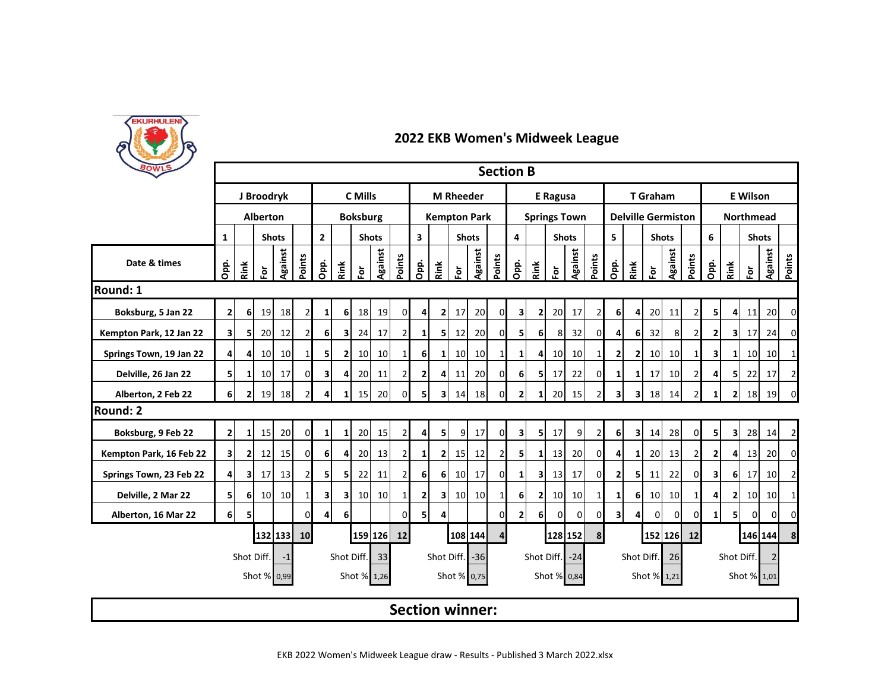## 2022 EKB Women's Midweek League

### Section B

| | J Broodryk | | | | | C Mills | | | | | M Rheeder | | | | | E Ragusa | | | | | T Graham | | | | | E Wilson | | | | |
|---|---|---|---|---|---|---|---|---|---|---|---|---|---|---|---|---|---|---|---|---|---|---|---|---|---|---|---|---|---|---|
| | Alberton | | | | | Boksburg | | | | | Kempton Park | | | | | Springs Town | | | | | Delville Germiston | | | | | Northmead | | | | |
| | 1 | | Shots | | | 2 | | Shots | | | 3 | | Shots | | | 4 | | Shots | | | 5 | | Shots | | | 6 | | Shots | | |
| Date & times | Opp. | Rink | For | Against | Points | Opp. | Rink | For | Against | Points | Opp. | Rink | For | Against | Points | Opp. | Rink | For | Against | Points | Opp. | Rink | For | Against | Points | Opp. | Rink | For | Against | Points |
| **Round: 1** | | | | | | | | | | | | | | | | | | | | | | | | | | | | | | |
| Boksburg, 5 Jan 22 | 2 | 6 | 19 | 18 | 2 | 1 | 6 | 18 | 19 | 0 | 4 | 2 | 17 | 20 | 0 | 3 | 2 | 20 | 17 | 2 | 6 | 4 | 20 | 11 | 2 | 5 | 4 | 11 | 20 | 0 |
| Kempton Park, 12 Jan 22 | 3 | 5 | 20 | 12 | 2 | 6 | 3 | 24 | 17 | 2 | 1 | 5 | 12 | 20 | 0 | 5 | 6 | 8 | 32 | 0 | 4 | 6 | 32 | 8 | 2 | 2 | 3 | 17 | 24 | 0 |
| Springs Town, 19 Jan 22 | 4 | 4 | 10 | 10 | 1 | 5 | 2 | 10 | 10 | 1 | 6 | 1 | 10 | 10 | 1 | 1 | 4 | 10 | 10 | 1 | 2 | 2 | 10 | 10 | 1 | 3 | 1 | 10 | 10 | 1 |
| Delville, 26 Jan 22 | 5 | 1 | 10 | 17 | 0 | 3 | 4 | 20 | 11 | 2 | 2 | 4 | 11 | 20 | 0 | 6 | 5 | 17 | 22 | 0 | 1 | 1 | 17 | 10 | 2 | 4 | 5 | 22 | 17 | 2 |
| Alberton, 2 Feb 22 | 6 | 2 | 19 | 18 | 2 | 4 | 1 | 15 | 20 | 0 | 5 | 3 | 14 | 18 | 0 | 2 | 1 | 20 | 15 | 2 | 3 | 3 | 18 | 14 | 2 | 1 | 2 | 18 | 19 | 0 |
| **Round: 2** | | | | | | | | | | | | | | | | | | | | | | | | | | | | | | |
| Boksburg, 9 Feb 22 | 2 | 1 | 15 | 20 | 0 | 1 | 1 | 20 | 15 | 2 | 4 | 5 | 9 | 17 | 0 | 3 | 5 | 17 | 9 | 2 | 6 | 3 | 14 | 28 | 0 | 5 | 3 | 28 | 14 | 2 |
| Kempton Park, 16 Feb 22 | 3 | 2 | 12 | 15 | 0 | 6 | 4 | 20 | 13 | 2 | 1 | 2 | 15 | 12 | 2 | 5 | 1 | 13 | 20 | 0 | 4 | 1 | 20 | 13 | 2 | 2 | 4 | 13 | 20 | 0 |
| Springs Town, 23 Feb 22 | 4 | 3 | 17 | 13 | 2 | 5 | 5 | 22 | 11 | 2 | 6 | 6 | 10 | 17 | 0 | 1 | 3 | 13 | 17 | 0 | 2 | 5 | 11 | 22 | 0 | 3 | 6 | 17 | 10 | 2 |
| Delville, 2 Mar 22 | 5 | 6 | 10 | 10 | 1 | 3 | 3 | 10 | 10 | 1 | 2 | 3 | 10 | 10 | 1 | 6 | 2 | 10 | 10 | 1 | 1 | 6 | 10 | 10 | 1 | 4 | 2 | 10 | 10 | 1 |
| Alberton, 16 Mar 22 | 6 | 5 | | | 0 | 4 | 6 | | | 0 | 5 | 4 | | | 0 | 2 | 6 | 0 | 0 | 0 | 3 | 4 | 0 | 0 | 0 | 1 | 5 | 0 | 0 | 0 |
| | | | 132 | 133 | 10 | | | 159 | 126 | 12 | | | 108 | 144 | 4 | | | 128 | 152 | 8 | | | 152 | 126 | 12 | | | 146 | 144 | 8 |
| | Shot Diff. | | | -1 | | Shot Diff. | | | 33 | | Shot Diff. | | | -36 | | Shot Diff. | | | -24 | | Shot Diff. | | | 26 | | Shot Diff. | | | 2 | |
| | Shot % | | | 0,99 | | Shot % | | | 1,26 | | Shot % | | | 0,75 | | Shot % | | | 0,84 | | Shot % | | | 1,21 | | Shot % | | | 1,01 | |

**Section winner:**

EKB 2022 Women's Midweek League draw - Results - Published 3 March 2022.xlsx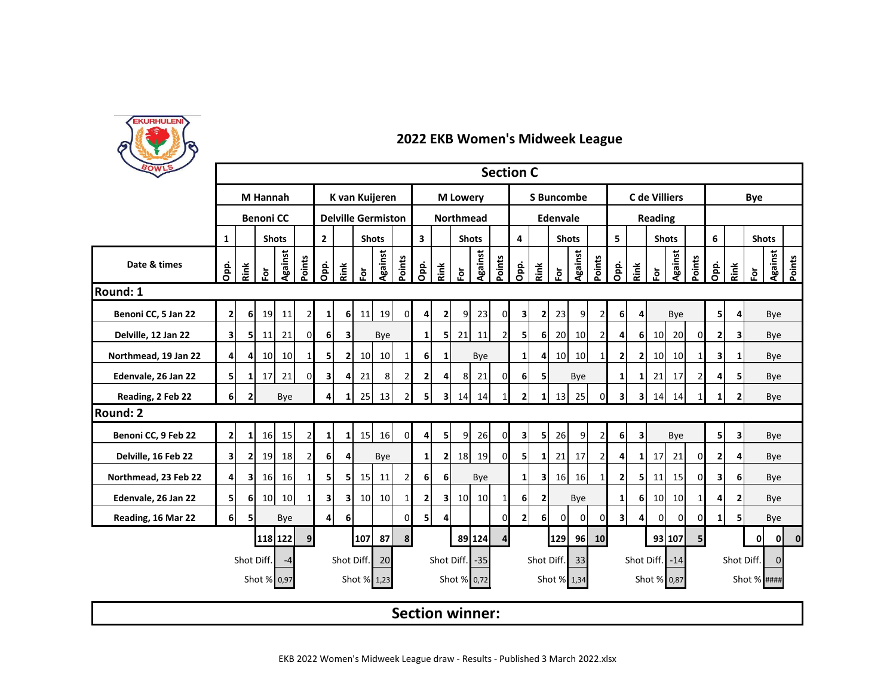# 2022 EKB Women's Midweek League

## Section C

| | M Hannah | | | | | K van Kuijeren | | | | | M Lowery | | | | | S Buncombe | | | | | C de Villiers | | | | | Bye | | | | |
|---|---|---|---|---|---|---|---|---|---|---|---|---|---|---|---|---|---|---|---|---|---|---|---|---|---|---|---|---|---|---|
| | Benoni CC | | | | | Delville Germiston | | | | | Northmead | | | | | Edenvale | | | | | Reading | | | | | | | | | |
| | 1 | | Shots | | | 2 | | Shots | | | 3 | | Shots | | | 4 | | Shots | | | 5 | | Shots | | | 6 | | Shots | | |
| Date & times | Opp. | Rink | For | Against | Points | Opp. | Rink | For | Against | Points | Opp. | Rink | For | Against | Points | Opp. | Rink | For | Against | Points | Opp. | Rink | For | Against | Points | Opp. | Rink | For | Against | Points |
| **Round: 1** | | | | | | | | | | | | | | | | | | | | | | | | | | | | | | |
| Benoni CC, 5 Jan 22 | 2 | 6 | 19 | 11 | 2 | 1 | 6 | 11 | 19 | 0 | 4 | 2 | 9 | 23 | 0 | 3 | 2 | 23 | 9 | 2 | 6 | 4 | Bye | | | 5 | 4 | Bye | | |
| Delville, 12 Jan 22 | 3 | 5 | 11 | 21 | 0 | 6 | 3 | Bye | | | 1 | 5 | 21 | 11 | 2 | 5 | 6 | 20 | 10 | 2 | 4 | 6 | 10 | 20 | 0 | 2 | 3 | Bye | | |
| Northmead, 19 Jan 22 | 4 | 4 | 10 | 10 | 1 | 5 | 2 | 10 | 10 | 1 | 6 | 1 | Bye | | | 1 | 4 | 10 | 10 | 1 | 2 | 2 | 10 | 10 | 1 | 3 | 1 | Bye | | |
| Edenvale, 26 Jan 22 | 5 | 1 | 17 | 21 | 0 | 3 | 4 | 21 | 8 | 2 | 2 | 4 | 8 | 21 | 0 | 6 | 5 | Bye | | | 1 | 1 | 21 | 17 | 2 | 4 | 5 | Bye | | |
| Reading, 2 Feb 22 | 6 | 2 | Bye | | | 4 | 1 | 25 | 13 | 2 | 5 | 3 | 14 | 14 | 1 | 2 | 1 | 13 | 25 | 0 | 3 | 3 | 14 | 14 | 1 | 1 | 2 | Bye | | |
| **Round: 2** | | | | | | | | | | | | | | | | | | | | | | | | | | | | | | |
| Benoni CC, 9 Feb 22 | 2 | 1 | 16 | 15 | 2 | 1 | 1 | 15 | 16 | 0 | 4 | 5 | 9 | 26 | 0 | 3 | 5 | 26 | 9 | 2 | 6 | 3 | Bye | | | 5 | 3 | Bye | | |
| Delville, 16 Feb 22 | 3 | 2 | 19 | 18 | 2 | 6 | 4 | Bye | | | 1 | 2 | 18 | 19 | 0 | 5 | 1 | 21 | 17 | 2 | 4 | 1 | 17 | 21 | 0 | 2 | 4 | Bye | | |
| Northmead, 23 Feb 22 | 4 | 3 | 16 | 16 | 1 | 5 | 5 | 15 | 11 | 2 | 6 | 6 | Bye | | | 1 | 3 | 16 | 16 | 1 | 2 | 5 | 11 | 15 | 0 | 3 | 6 | Bye | | |
| Edenvale, 26 Jan 22 | 5 | 6 | 10 | 10 | 1 | 3 | 3 | 10 | 10 | 1 | 2 | 3 | 10 | 10 | 1 | 6 | 2 | Bye | | | 1 | 6 | 10 | 10 | 1 | 4 | 2 | Bye | | |
| Reading, 16 Mar 22 | 6 | 5 | Bye | | | 4 | 6 | | | 0 | 5 | 4 | | | 0 | 2 | 6 | 0 | 0 | 0 | 3 | 4 | 0 | 0 | 0 | 1 | 5 | Bye | | |
| | | | 118 | 122 | 9 | | | 107 | 87 | 8 | | | 89 | 124 | 4 | | | 129 | 96 | 10 | | | 93 | 107 | 5 | | | 0 | 0 | 0 |
| | | Shot Diff. | | -4 | | | Shot Diff. | | 20 | | | Shot Diff. | | -35 | | | Shot Diff. | | 33 | | | Shot Diff. | | -14 | | | Shot Diff. | | 0 | |
| | | Shot % | | 0,97 | | | Shot % | | 1,23 | | | Shot % | | 0,72 | | | Shot % | | 1,34 | | | Shot % | | 0,87 | | | Shot % | | #### | |

**Section winner:**

EKB 2022 Women's Midweek League draw - Results - Published 3 March 2022.xlsx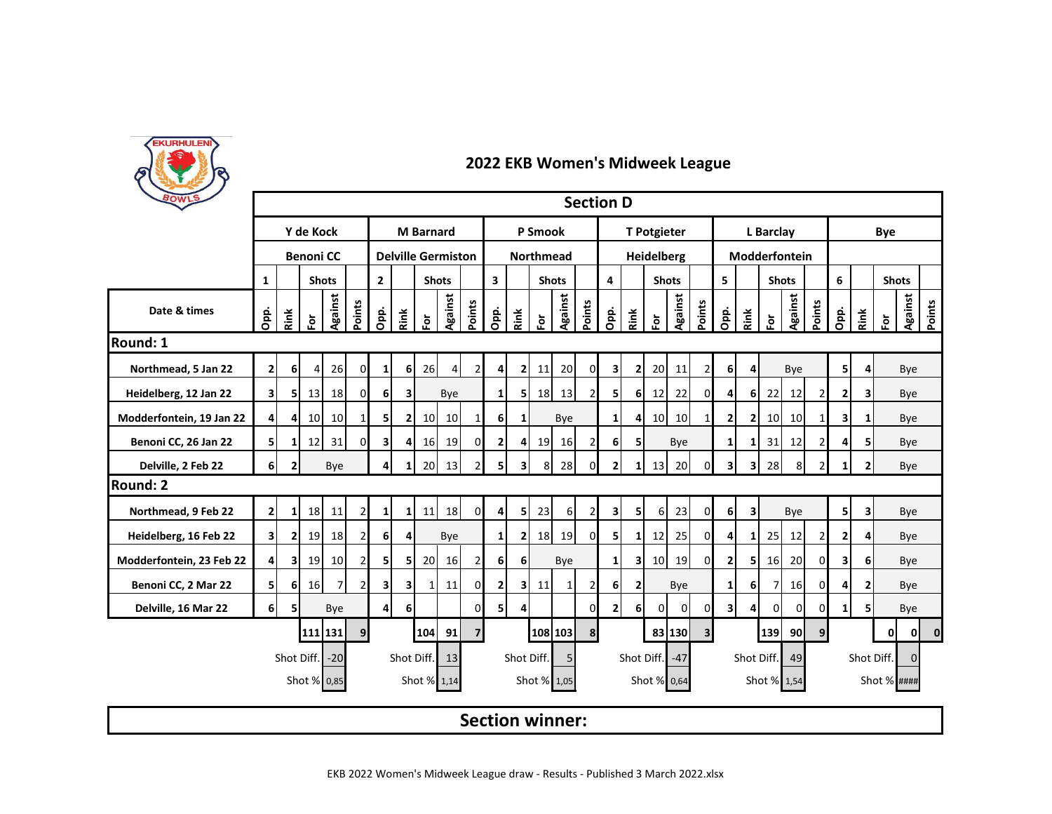# 2022 EKB Women's Midweek League

## Section D

| | Y de Kock | | | | | M Barnard | | | | | P Smook | | | | | T Potgieter | | | | | L Barclay | | | | | Bye | | | | |
|---|---|---|---|---|---|---|---|---|---|---|---|---|---|---|---|---|---|---|---|---|---|---|---|---|---|---|---|---|---|---|
| | Benoni CC | | | | | Delville Germiston | | | | | Northmead | | | | | Heidelberg | | | | | Modderfontein | | | | | | | | | |
| | 1 | | Shots | | | 2 | | Shots | | | 3 | | Shots | | | 4 | | Shots | | | 5 | | Shots | | | 6 | | Shots | | |
| Date & times | Opp. | Rink | For | Against | Points | Opp. | Rink | For | Against | Points | Opp. | Rink | For | Against | Points | Opp. | Rink | For | Against | Points | Opp. | Rink | For | Against | Points | Opp. | Rink | For | Against | Points |
| **Round: 1** | | | | | | | | | | | | | | | | | | | | | | | | | | | | | | |
| Northmead, 5 Jan 22 | 2 | 6 | 4 | 26 | 0 | 1 | 6 | 26 | 4 | 2 | 4 | 2 | 11 | 20 | 0 | 3 | 2 | 20 | 11 | 2 | 6 | 4 | Bye | | | 5 | 4 | Bye | | |
| Heidelberg, 12 Jan 22 | 3 | 5 | 13 | 18 | 0 | 6 | 3 | Bye | | | 1 | 5 | 18 | 13 | 2 | 5 | 6 | 12 | 22 | 0 | 4 | 6 | 22 | 12 | 2 | 2 | 3 | Bye | | |
| Modderfontein, 19 Jan 22 | 4 | 4 | 10 | 10 | 1 | 5 | 2 | 10 | 10 | 1 | 6 | 1 | Bye | | | 1 | 4 | 10 | 10 | 1 | 2 | 2 | 10 | 10 | 1 | 3 | 1 | Bye | | |
| Benoni CC, 26 Jan 22 | 5 | 1 | 12 | 31 | 0 | 3 | 4 | 16 | 19 | 0 | 2 | 4 | 19 | 16 | 2 | 6 | 5 | Bye | | | 1 | 1 | 31 | 12 | 2 | 4 | 5 | Bye | | |
| Delville, 2 Feb 22 | 6 | 2 | Bye | | | 4 | 1 | 20 | 13 | 2 | 5 | 3 | 8 | 28 | 0 | 2 | 1 | 13 | 20 | 0 | 3 | 3 | 28 | 8 | 2 | 1 | 2 | Bye | | |
| **Round: 2** | | | | | | | | | | | | | | | | | | | | | | | | | | | | | | |
| Northmead, 9 Feb 22 | 2 | 1 | 18 | 11 | 2 | 1 | 1 | 11 | 18 | 0 | 4 | 5 | 23 | 6 | 2 | 3 | 5 | 6 | 23 | 0 | 6 | 3 | Bye | | | 5 | 3 | Bye | | |
| Heidelberg, 16 Feb 22 | 3 | 2 | 19 | 18 | 2 | 6 | 4 | Bye | | | 1 | 2 | 18 | 19 | 0 | 5 | 1 | 12 | 25 | 0 | 4 | 1 | 25 | 12 | 2 | 2 | 4 | Bye | | |
| Modderfontein, 23 Feb 22 | 4 | 3 | 19 | 10 | 2 | 5 | 5 | 20 | 16 | 2 | 6 | 6 | Bye | | | 1 | 3 | 10 | 19 | 0 | 2 | 5 | 16 | 20 | 0 | 3 | 6 | Bye | | |
| Benoni CC, 2 Mar 22 | 5 | 6 | 16 | 7 | 2 | 3 | 3 | 1 | 11 | 0 | 2 | 3 | 11 | 1 | 2 | 6 | 2 | Bye | | | 1 | 6 | 7 | 16 | 0 | 4 | 2 | Bye | | |
| Delville, 16 Mar 22 | 6 | 5 | Bye | | | 4 | 6 | | | 0 | 5 | 4 | | | 0 | 2 | 6 | 0 | 0 | 0 | 3 | 4 | 0 | 0 | 0 | 1 | 5 | Bye | | |
| | | | 111 | 131 | 9 | | | 104 | 91 | 7 | | | 108 | 103 | 8 | | | 83 | 130 | 3 | | | 139 | 90 | 9 | | | 0 | 0 | 0 |
| | | Shot Diff. | | -20 | | | Shot Diff. | | 13 | | | Shot Diff. | | 5 | | | Shot Diff. | | -47 | | | Shot Diff. | | 49 | | | Shot Diff. | | 0 | |
| | | Shot % | | 0,85 | | | Shot % | | 1,14 | | | Shot % | | 1,05 | | | Shot % | | 0,64 | | | Shot % | | 1,54 | | | Shot % | | #### | |

**Section winner:**

EKB 2022 Women's Midweek League draw - Results - Published 3 March 2022.xlsx